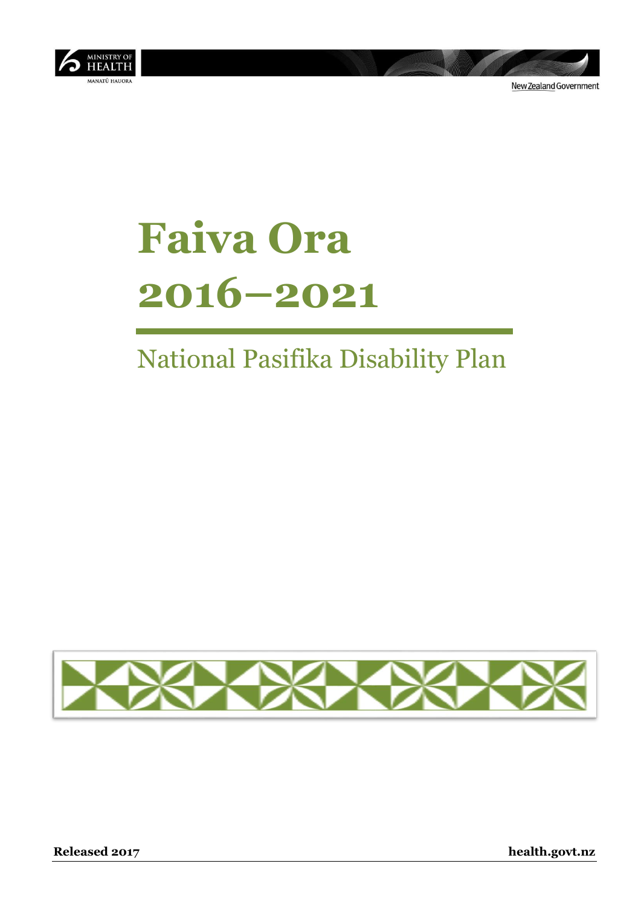# Faiva Ora 2016–2021

## National Pasifika Disability Plan

**Released 2017** **health.govt.nz**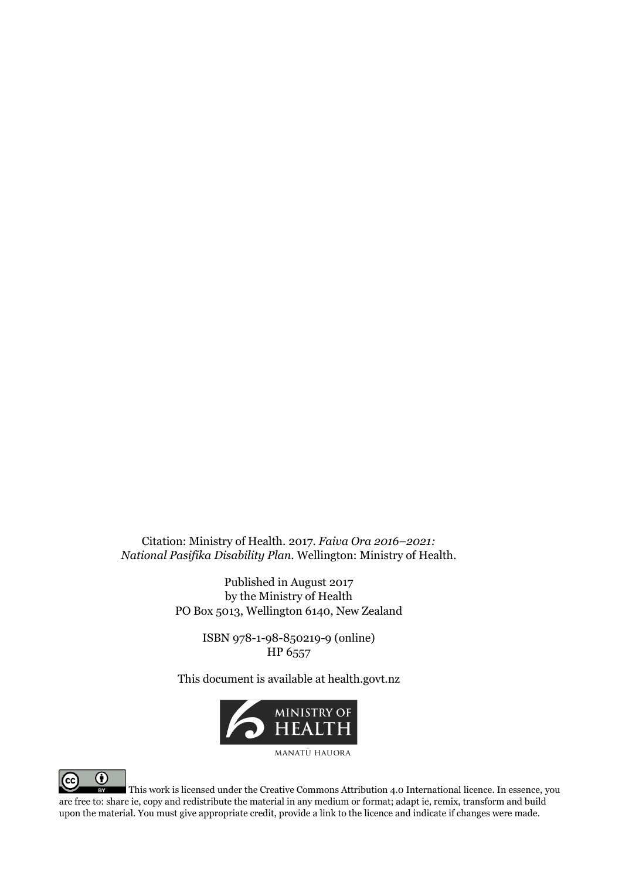Citation: Ministry of Health. 2017. *Faiva Ora 2016–2021: National Pasifika Disability Plan*. Wellington: Ministry of Health.

Published in August 2017
by the Ministry of Health
PO Box 5013, Wellington 6140, New Zealand

ISBN 978-1-98-850219-9 (online)
HP 6557

This document is available at health.govt.nz

MINISTRY OF HEALTH

MANATŪ HAUORA

This work is licensed under the Creative Commons Attribution 4.0 International licence. In essence, you are free to: share ie, copy and redistribute the material in any medium or format; adapt ie, remix, transform and build upon the material. You must give appropriate credit, provide a link to the licence and indicate if changes were made.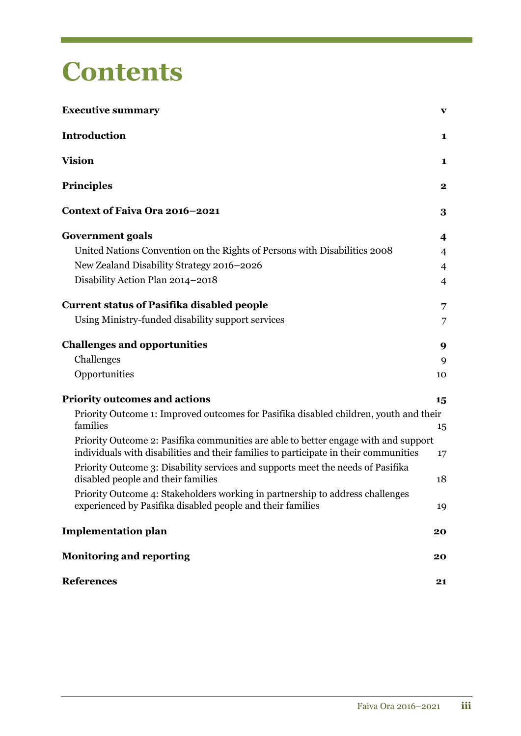# Contents

| | |
|---|---|
| **Executive summary** | **v** |
| **Introduction** | **1** |
| **Vision** | **1** |
| **Principles** | **2** |
| **Context of Faiva Ora 2016–2021** | **3** |
| **Government goals** | **4** |
| United Nations Convention on the Rights of Persons with Disabilities 2008 | 4 |
| New Zealand Disability Strategy 2016–2026 | 4 |
| Disability Action Plan 2014–2018 | 4 |
| **Current status of Pasifika disabled people** | **7** |
| Using Ministry-funded disability support services | 7 |
| **Challenges and opportunities** | **9** |
| Challenges | 9 |
| Opportunities | 10 |
| **Priority outcomes and actions** | **15** |
| Priority Outcome 1: Improved outcomes for Pasifika disabled children, youth and their families | 15 |
| Priority Outcome 2: Pasifika communities are able to better engage with and support individuals with disabilities and their families to participate in their communities | 17 |
| Priority Outcome 3: Disability services and supports meet the needs of Pasifika disabled people and their families | 18 |
| Priority Outcome 4: Stakeholders working in partnership to address challenges experienced by Pasifika disabled people and their families | 19 |
| **Implementation plan** | **20** |
| **Monitoring and reporting** | **20** |
| **References** | **21** |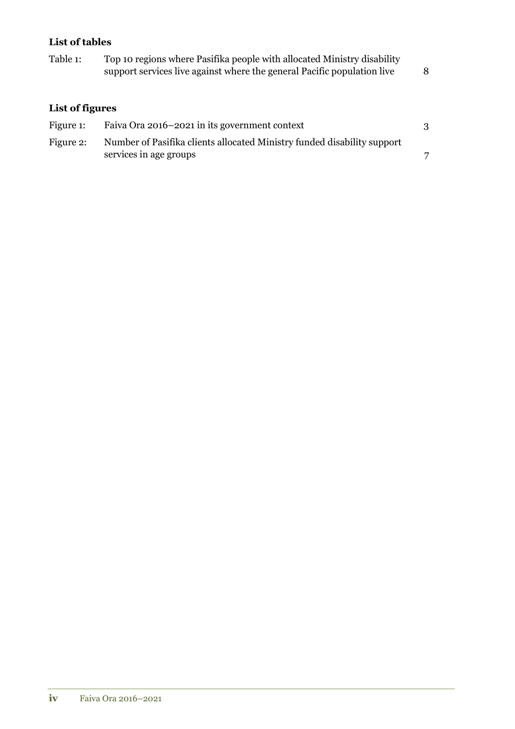## List of tables

| | | |
|---|---|---|
| Table 1: | Top 10 regions where Pasifika people with allocated Ministry disability support services live against where the general Pacific population live | 8 |

## List of figures

| | | |
|---|---|---|
| Figure 1: | Faiva Ora 2016–2021 in its government context | 3 |
| Figure 2: | Number of Pasifika clients allocated Ministry funded disability support services in age groups | 7 |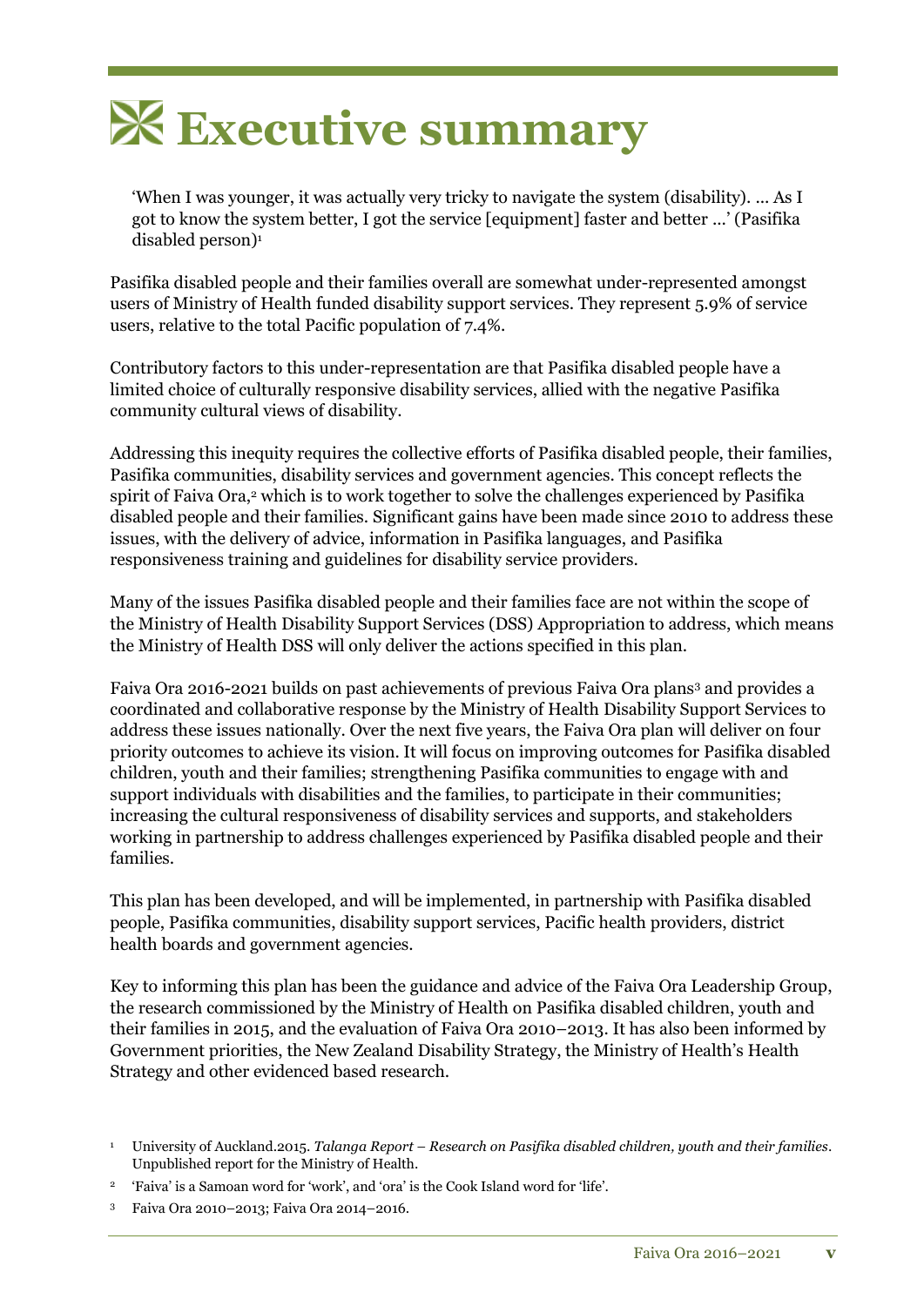# Executive summary

'When I was younger, it was actually very tricky to navigate the system (disability). ... As I got to know the system better, I got the service [equipment] faster and better ...' (Pasifika disabled person)[1]

Pasifika disabled people and their families overall are somewhat under-represented amongst users of Ministry of Health funded disability support services. They represent 5.9% of service users, relative to the total Pacific population of 7.4%.

Contributory factors to this under-representation are that Pasifika disabled people have a limited choice of culturally responsive disability services, allied with the negative Pasifika community cultural views of disability.

Addressing this inequity requires the collective efforts of Pasifika disabled people, their families, Pasifika communities, disability services and government agencies. This concept reflects the spirit of Faiva Ora,[2] which is to work together to solve the challenges experienced by Pasifika disabled people and their families. Significant gains have been made since 2010 to address these issues, with the delivery of advice, information in Pasifika languages, and Pasifika responsiveness training and guidelines for disability service providers.

Many of the issues Pasifika disabled people and their families face are not within the scope of the Ministry of Health Disability Support Services (DSS) Appropriation to address, which means the Ministry of Health DSS will only deliver the actions specified in this plan.

Faiva Ora 2016-2021 builds on past achievements of previous Faiva Ora plans[3] and provides a coordinated and collaborative response by the Ministry of Health Disability Support Services to address these issues nationally. Over the next five years, the Faiva Ora plan will deliver on four priority outcomes to achieve its vision. It will focus on improving outcomes for Pasifika disabled children, youth and their families; strengthening Pasifika communities to engage with and support individuals with disabilities and the families, to participate in their communities; increasing the cultural responsiveness of disability services and supports, and stakeholders working in partnership to address challenges experienced by Pasifika disabled people and their families.

This plan has been developed, and will be implemented, in partnership with Pasifika disabled people, Pasifika communities, disability support services, Pacific health providers, district health boards and government agencies.

Key to informing this plan has been the guidance and advice of the Faiva Ora Leadership Group, the research commissioned by the Ministry of Health on Pasifika disabled children, youth and their families in 2015, and the evaluation of Faiva Ora 2010–2013. It has also been informed by Government priorities, the New Zealand Disability Strategy, the Ministry of Health's Health Strategy and other evidenced based research.

---

[1] University of Auckland.2015. *Talanga Report – Research on Pasifika disabled children, youth and their families*. Unpublished report for the Ministry of Health.

[2] 'Faiva' is a Samoan word for 'work', and 'ora' is the Cook Island word for 'life'.

[3] Faiva Ora 2010–2013; Faiva Ora 2014–2016.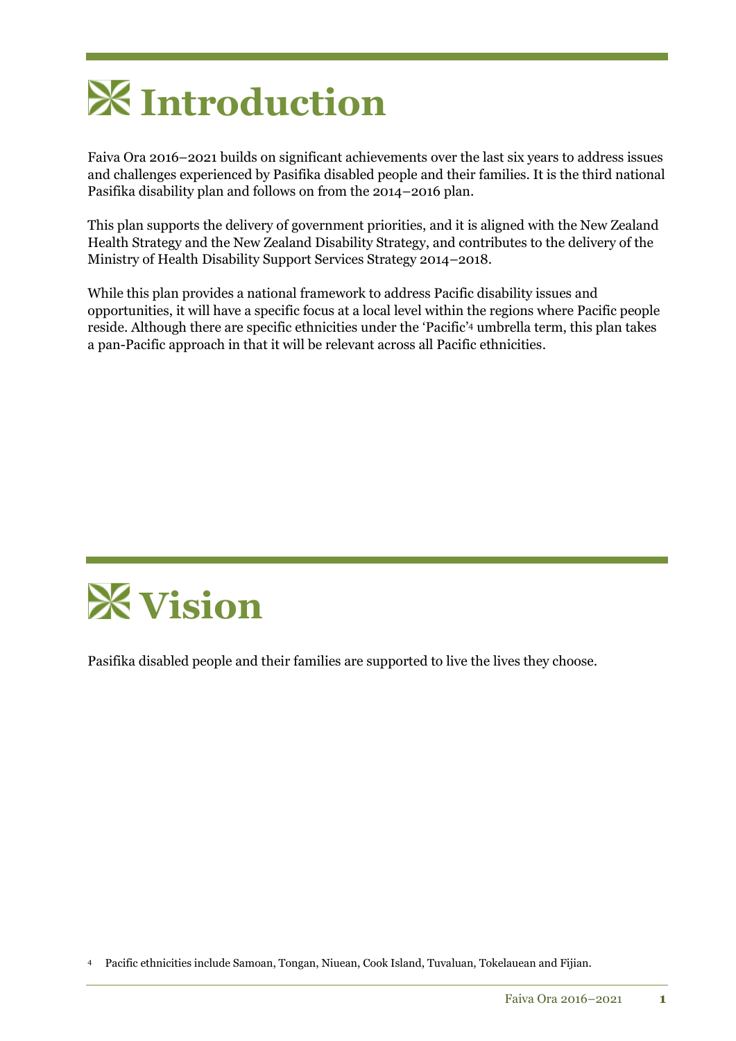# Introduction

Faiva Ora 2016–2021 builds on significant achievements over the last six years to address issues and challenges experienced by Pasifika disabled people and their families. It is the third national Pasifika disability plan and follows on from the 2014–2016 plan.

This plan supports the delivery of government priorities, and it is aligned with the New Zealand Health Strategy and the New Zealand Disability Strategy, and contributes to the delivery of the Ministry of Health Disability Support Services Strategy 2014–2018.

While this plan provides a national framework to address Pacific disability issues and opportunities, it will have a specific focus at a local level within the regions where Pacific people reside. Although there are specific ethnicities under the 'Pacific'[4] umbrella term, this plan takes a pan-Pacific approach in that it will be relevant across all Pacific ethnicities.

# Vision

Pasifika disabled people and their families are supported to live the lives they choose.

[4] Pacific ethnicities include Samoan, Tongan, Niuean, Cook Island, Tuvaluan, Tokelauean and Fijian.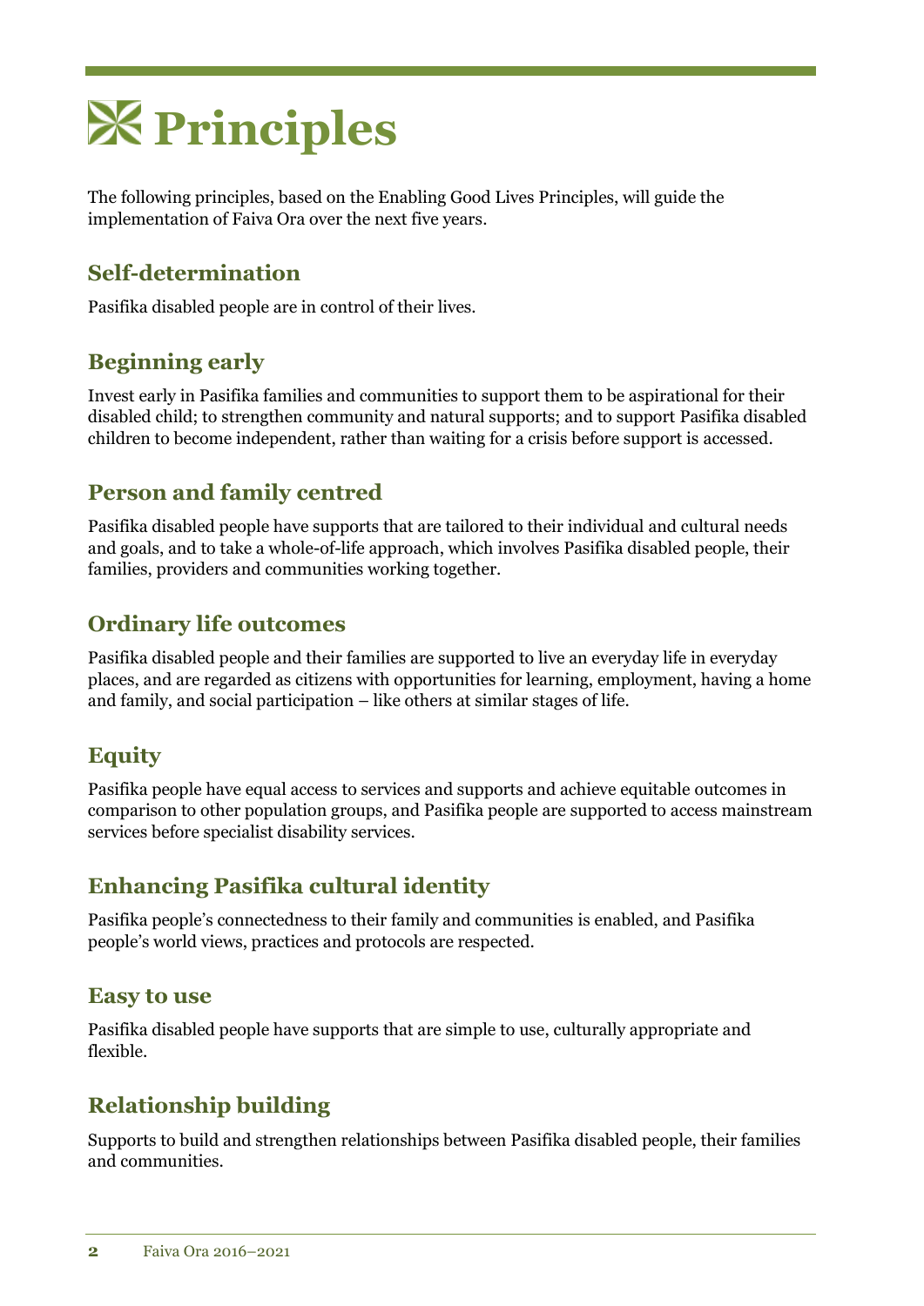# Principles

The following principles, based on the Enabling Good Lives Principles, will guide the implementation of Faiva Ora over the next five years.

## Self-determination

Pasifika disabled people are in control of their lives.

## Beginning early

Invest early in Pasifika families and communities to support them to be aspirational for their disabled child; to strengthen community and natural supports; and to support Pasifika disabled children to become independent, rather than waiting for a crisis before support is accessed.

## Person and family centred

Pasifika disabled people have supports that are tailored to their individual and cultural needs and goals, and to take a whole-of-life approach, which involves Pasifika disabled people, their families, providers and communities working together.

## Ordinary life outcomes

Pasifika disabled people and their families are supported to live an everyday life in everyday places, and are regarded as citizens with opportunities for learning, employment, having a home and family, and social participation – like others at similar stages of life.

## Equity

Pasifika people have equal access to services and supports and achieve equitable outcomes in comparison to other population groups, and Pasifika people are supported to access mainstream services before specialist disability services.

## Enhancing Pasifika cultural identity

Pasifika people's connectedness to their family and communities is enabled, and Pasifika people's world views, practices and protocols are respected.

## Easy to use

Pasifika disabled people have supports that are simple to use, culturally appropriate and flexible.

## Relationship building

Supports to build and strengthen relationships between Pasifika disabled people, their families and communities.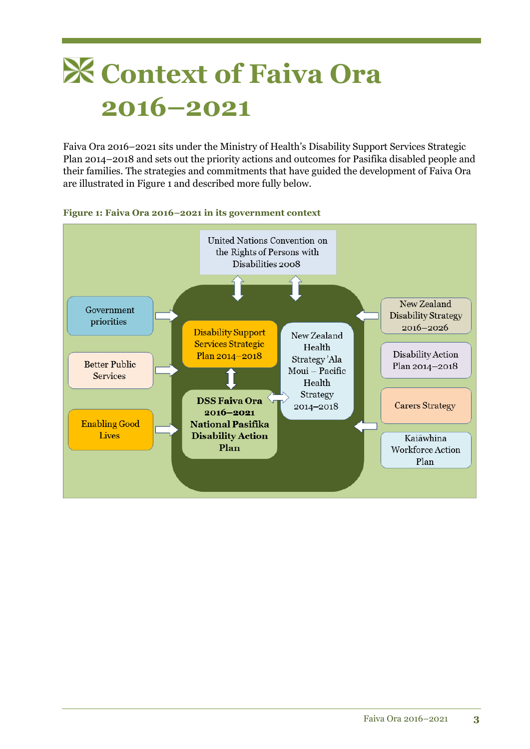# Context of Faiva Ora 2016–2021

Faiva Ora 2016–2021 sits under the Ministry of Health's Disability Support Services Strategic Plan 2014–2018 and sets out the priority actions and outcomes for Pasifika disabled people and their families. The strategies and commitments that have guided the development of Faiva Ora are illustrated in Figure 1 and described more fully below.

**Figure 1: Faiva Ora 2016–2021 in its government context**

United Nations Convention on the Rights of Persons with Disabilities 2008

Government priorities

Better Public Services

Enabling Good Lives

Disability Support Services Strategic Plan 2014–2018

**DSS Faiva Ora 2016–2021 National Pasifika Disability Action Plan**

New Zealand Health Strategy 'Ala Moui – Pacific Health Strategy 2014–2018

New Zealand Disability Strategy 2016–2026

Disability Action Plan 2014–2018

Carers Strategy

Kaiāwhina Workforce Action Plan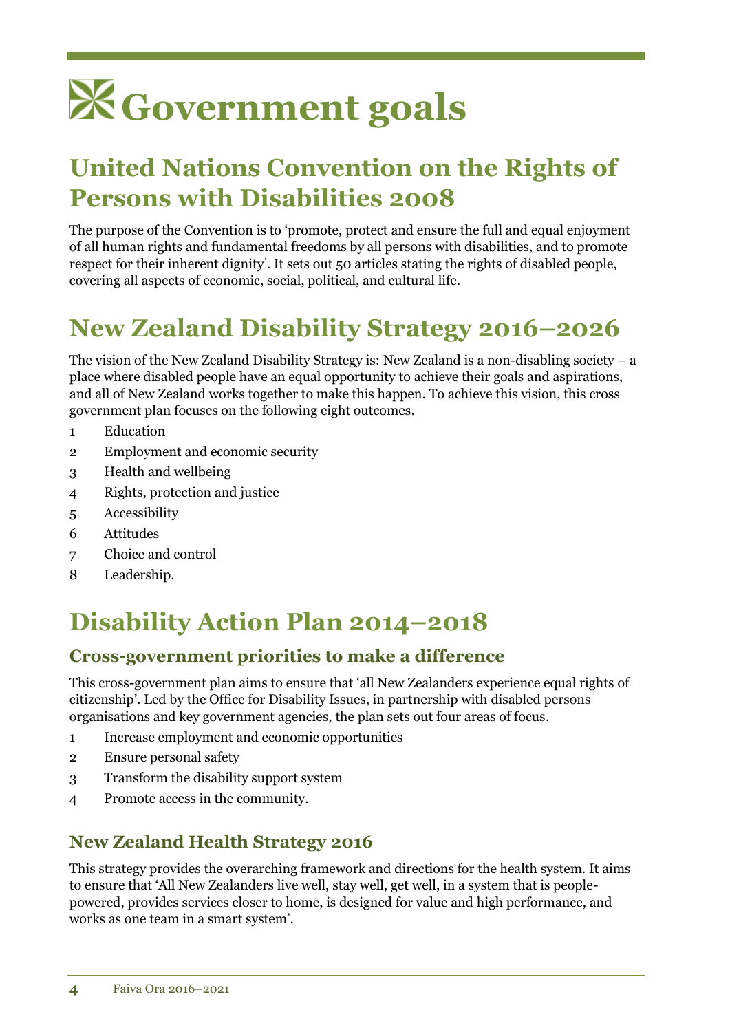# Government goals

## United Nations Convention on the Rights of Persons with Disabilities 2008

The purpose of the Convention is to 'promote, protect and ensure the full and equal enjoyment of all human rights and fundamental freedoms by all persons with disabilities, and to promote respect for their inherent dignity'. It sets out 50 articles stating the rights of disabled people, covering all aspects of economic, social, political, and cultural life.

## New Zealand Disability Strategy 2016–2026

The vision of the New Zealand Disability Strategy is: New Zealand is a non-disabling society – a place where disabled people have an equal opportunity to achieve their goals and aspirations, and all of New Zealand works together to make this happen. To achieve this vision, this cross government plan focuses on the following eight outcomes.

1. Education
2. Employment and economic security
3. Health and wellbeing
4. Rights, protection and justice
5. Accessibility
6. Attitudes
7. Choice and control
8. Leadership.

## Disability Action Plan 2014–2018

### Cross-government priorities to make a difference

This cross-government plan aims to ensure that 'all New Zealanders experience equal rights of citizenship'. Led by the Office for Disability Issues, in partnership with disabled persons organisations and key government agencies, the plan sets out four areas of focus.

1. Increase employment and economic opportunities
2. Ensure personal safety
3. Transform the disability support system
4. Promote access in the community.

### New Zealand Health Strategy 2016

This strategy provides the overarching framework and directions for the health system. It aims to ensure that 'All New Zealanders live well, stay well, get well, in a system that is people-powered, provides services closer to home, is designed for value and high performance, and works as one team in a smart system'.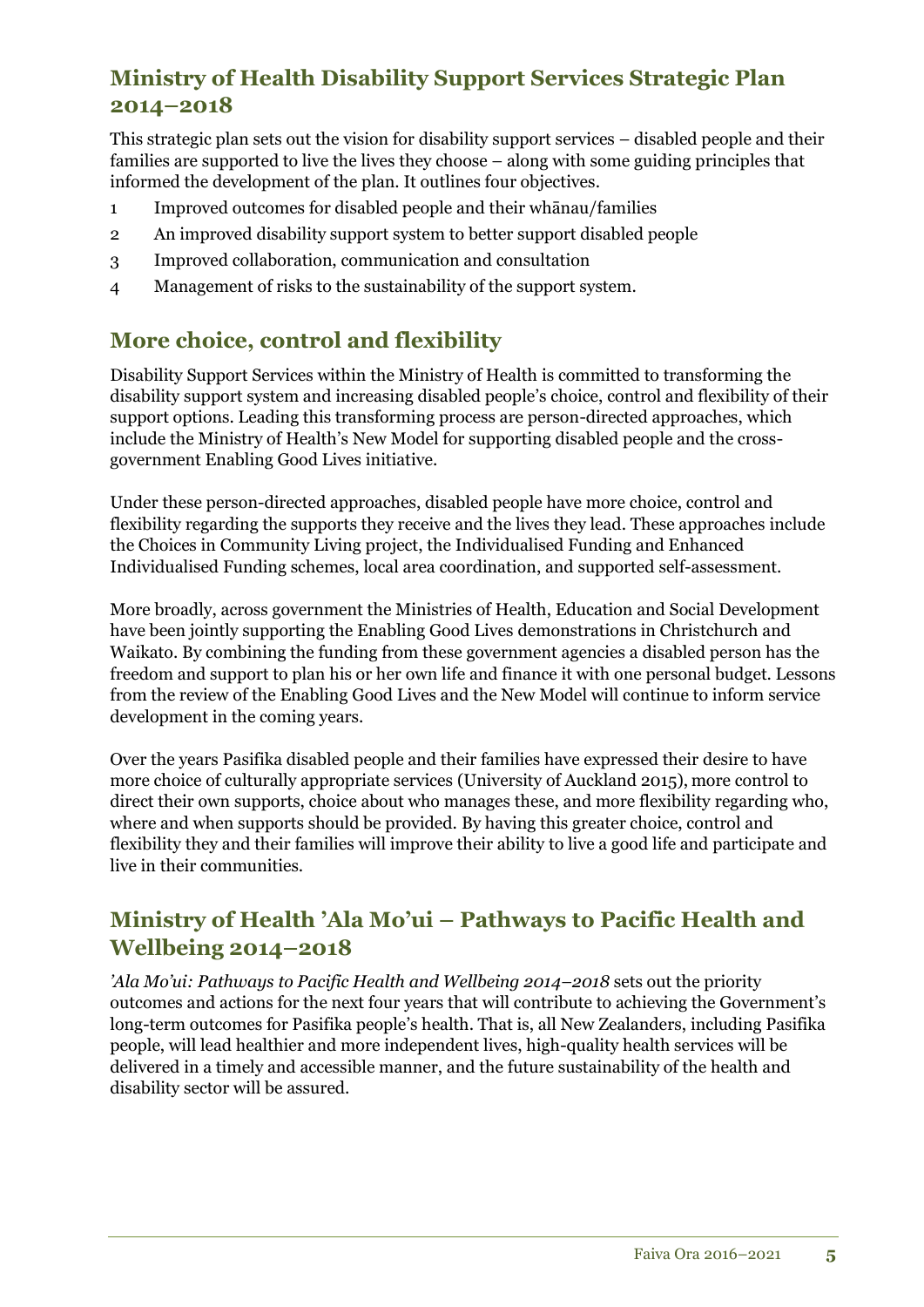## Ministry of Health Disability Support Services Strategic Plan 2014–2018

This strategic plan sets out the vision for disability support services – disabled people and their families are supported to live the lives they choose – along with some guiding principles that informed the development of the plan. It outlines four objectives.

1. Improved outcomes for disabled people and their whānau/families
2. An improved disability support system to better support disabled people
3. Improved collaboration, communication and consultation
4. Management of risks to the sustainability of the support system.

## More choice, control and flexibility

Disability Support Services within the Ministry of Health is committed to transforming the disability support system and increasing disabled people's choice, control and flexibility of their support options. Leading this transforming process are person-directed approaches, which include the Ministry of Health's New Model for supporting disabled people and the cross-government Enabling Good Lives initiative.

Under these person-directed approaches, disabled people have more choice, control and flexibility regarding the supports they receive and the lives they lead. These approaches include the Choices in Community Living project, the Individualised Funding and Enhanced Individualised Funding schemes, local area coordination, and supported self-assessment.

More broadly, across government the Ministries of Health, Education and Social Development have been jointly supporting the Enabling Good Lives demonstrations in Christchurch and Waikato. By combining the funding from these government agencies a disabled person has the freedom and support to plan his or her own life and finance it with one personal budget. Lessons from the review of the Enabling Good Lives and the New Model will continue to inform service development in the coming years.

Over the years Pasifika disabled people and their families have expressed their desire to have more choice of culturally appropriate services (University of Auckland 2015), more control to direct their own supports, choice about who manages these, and more flexibility regarding who, where and when supports should be provided. By having this greater choice, control and flexibility they and their families will improve their ability to live a good life and participate and live in their communities.

## Ministry of Health 'Ala Mo'ui – Pathways to Pacific Health and Wellbeing 2014–2018

*'Ala Mo'ui: Pathways to Pacific Health and Wellbeing 2014–2018* sets out the priority outcomes and actions for the next four years that will contribute to achieving the Government's long-term outcomes for Pasifika people's health. That is, all New Zealanders, including Pasifika people, will lead healthier and more independent lives, high-quality health services will be delivered in a timely and accessible manner, and the future sustainability of the health and disability sector will be assured.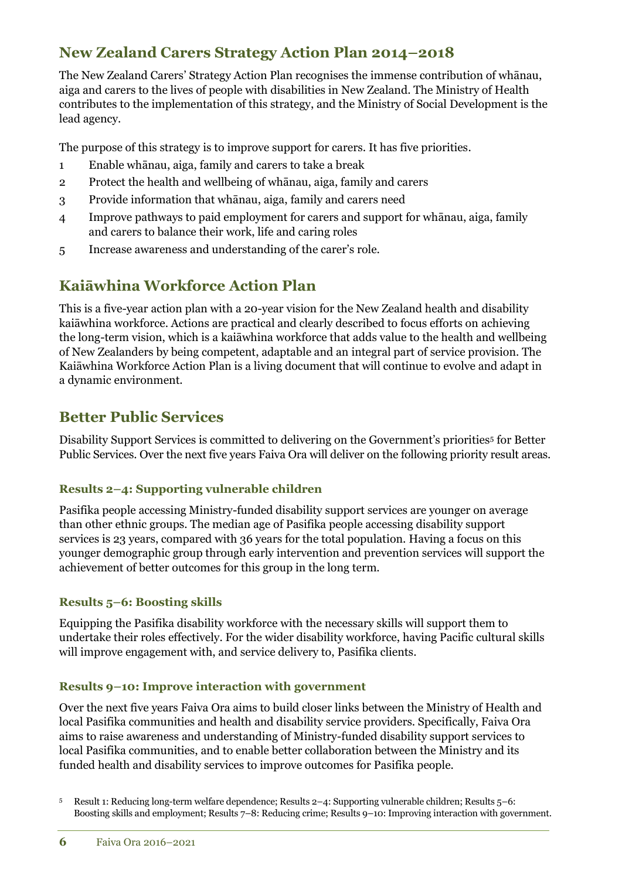## New Zealand Carers Strategy Action Plan 2014–2018

The New Zealand Carers' Strategy Action Plan recognises the immense contribution of whānau, aiga and carers to the lives of people with disabilities in New Zealand. The Ministry of Health contributes to the implementation of this strategy, and the Ministry of Social Development is the lead agency.

The purpose of this strategy is to improve support for carers. It has five priorities.

1. Enable whānau, aiga, family and carers to take a break
2. Protect the health and wellbeing of whānau, aiga, family and carers
3. Provide information that whānau, aiga, family and carers need
4. Improve pathways to paid employment for carers and support for whānau, aiga, family and carers to balance their work, life and caring roles
5. Increase awareness and understanding of the carer's role.

## Kaiāwhina Workforce Action Plan

This is a five-year action plan with a 20-year vision for the New Zealand health and disability kaiāwhina workforce. Actions are practical and clearly described to focus efforts on achieving the long-term vision, which is a kaiāwhina workforce that adds value to the health and wellbeing of New Zealanders by being competent, adaptable and an integral part of service provision. The Kaiāwhina Workforce Action Plan is a living document that will continue to evolve and adapt in a dynamic environment.

## Better Public Services

Disability Support Services is committed to delivering on the Government's priorities[5] for Better Public Services. Over the next five years Faiva Ora will deliver on the following priority result areas.

### Results 2–4: Supporting vulnerable children

Pasifika people accessing Ministry-funded disability support services are younger on average than other ethnic groups. The median age of Pasifika people accessing disability support services is 23 years, compared with 36 years for the total population. Having a focus on this younger demographic group through early intervention and prevention services will support the achievement of better outcomes for this group in the long term.

### Results 5–6: Boosting skills

Equipping the Pasifika disability workforce with the necessary skills will support them to undertake their roles effectively. For the wider disability workforce, having Pacific cultural skills will improve engagement with, and service delivery to, Pasifika clients.

### Results 9–10: Improve interaction with government

Over the next five years Faiva Ora aims to build closer links between the Ministry of Health and local Pasifika communities and health and disability service providers. Specifically, Faiva Ora aims to raise awareness and understanding of Ministry-funded disability support services to local Pasifika communities, and to enable better collaboration between the Ministry and its funded health and disability services to improve outcomes for Pasifika people.

[5] Result 1: Reducing long-term welfare dependence; Results 2–4: Supporting vulnerable children; Results 5–6: Boosting skills and employment; Results 7–8: Reducing crime; Results 9–10: Improving interaction with government.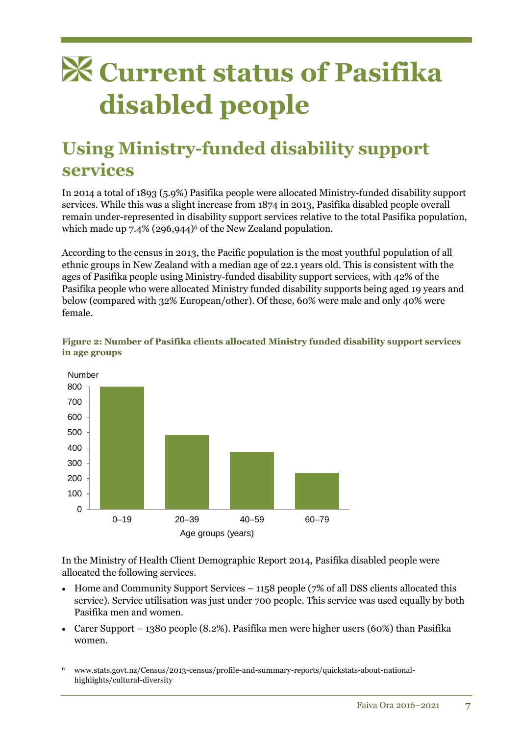# Current status of Pasifika disabled people

## Using Ministry-funded disability support services

In 2014 a total of 1893 (5.9%) Pasifika people were allocated Ministry-funded disability support services. While this was a slight increase from 1874 in 2013, Pasifika disabled people overall remain under-represented in disability support services relative to the total Pasifika population, which made up 7.4% (296,944)[6] of the New Zealand population.

According to the census in 2013, the Pacific population is the most youthful population of all ethnic groups in New Zealand with a median age of 22.1 years old. This is consistent with the ages of Pasifika people using Ministry-funded disability support services, with 42% of the Pasifika people who were allocated Ministry funded disability supports being aged 19 years and below (compared with 32% European/other). Of these, 60% were male and only 40% were female.

**Figure 2: Number of Pasifika clients allocated Ministry funded disability support services in age groups**

In the Ministry of Health Client Demographic Report 2014, Pasifika disabled people were allocated the following services.

- Home and Community Support Services – 1158 people (7% of all DSS clients allocated this service). Service utilisation was just under 700 people. This service was used equally by both Pasifika men and women.
- Carer Support – 1380 people (8.2%). Pasifika men were higher users (60%) than Pasifika women.

[6] www.stats.govt.nz/Census/2013-census/profile-and-summary-reports/quickstats-about-national-highlights/cultural-diversity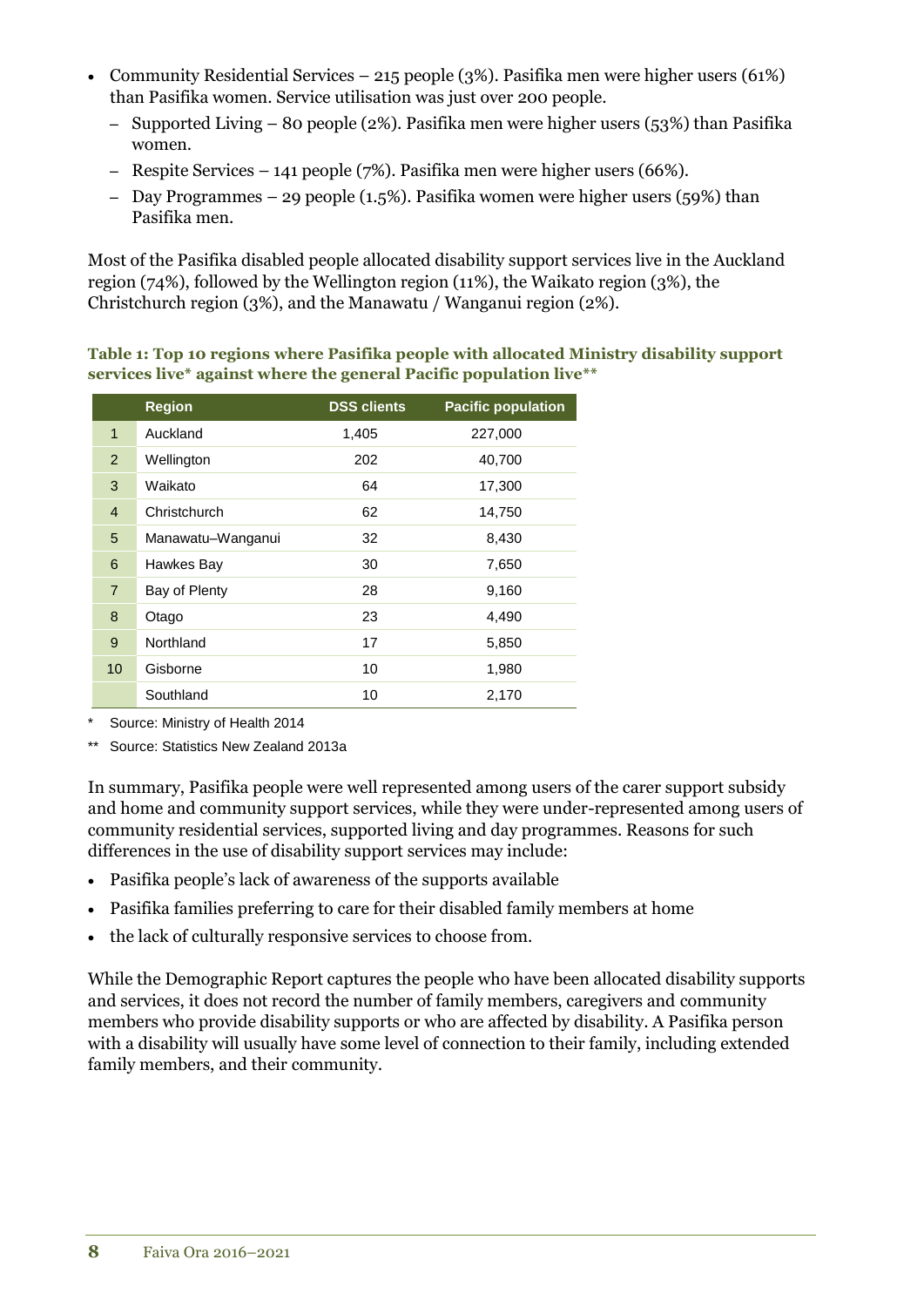- Community Residential Services – 215 people (3%). Pasifika men were higher users (61%) than Pasifika women. Service utilisation was just over 200 people.
  - Supported Living – 80 people (2%). Pasifika men were higher users (53%) than Pasifika women.
  - Respite Services – 141 people (7%). Pasifika men were higher users (66%).
  - Day Programmes – 29 people (1.5%). Pasifika women were higher users (59%) than Pasifika men.

Most of the Pasifika disabled people allocated disability support services live in the Auckland region (74%), followed by the Wellington region (11%), the Waikato region (3%), the Christchurch region (3%), and the Manawatu / Wanganui region (2%).

**Table 1: Top 10 regions where Pasifika people with allocated Ministry disability support services live* against where the general Pacific population live****

| | Region | DSS clients | Pacific population |
|---|---|---|---|
| 1 | Auckland | 1,405 | 227,000 |
| 2 | Wellington | 202 | 40,700 |
| 3 | Waikato | 64 | 17,300 |
| 4 | Christchurch | 62 | 14,750 |
| 5 | Manawatu–Wanganui | 32 | 8,430 |
| 6 | Hawkes Bay | 30 | 7,650 |
| 7 | Bay of Plenty | 28 | 9,160 |
| 8 | Otago | 23 | 4,490 |
| 9 | Northland | 17 | 5,850 |
| 10 | Gisborne | 10 | 1,980 |
| | Southland | 10 | 2,170 |

\* Source: Ministry of Health 2014

** Source: Statistics New Zealand 2013a

In summary, Pasifika people were well represented among users of the carer support subsidy and home and community support services, while they were under-represented among users of community residential services, supported living and day programmes. Reasons for such differences in the use of disability support services may include:

- Pasifika people's lack of awareness of the supports available
- Pasifika families preferring to care for their disabled family members at home
- the lack of culturally responsive services to choose from.

While the Demographic Report captures the people who have been allocated disability supports and services, it does not record the number of family members, caregivers and community members who provide disability supports or who are affected by disability. A Pasifika person with a disability will usually have some level of connection to their family, including extended family members, and their community.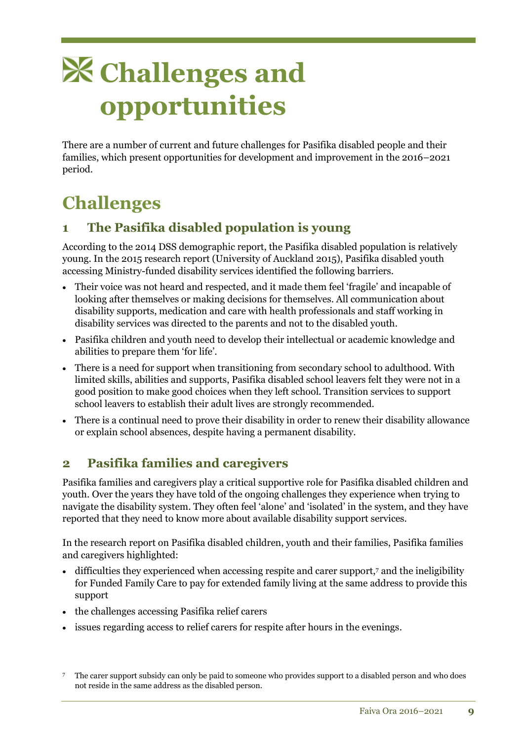# Challenges and opportunities

There are a number of current and future challenges for Pasifika disabled people and their families, which present opportunities for development and improvement in the 2016–2021 period.

## Challenges

### 1 The Pasifika disabled population is young

According to the 2014 DSS demographic report, the Pasifika disabled population is relatively young. In the 2015 research report (University of Auckland 2015), Pasifika disabled youth accessing Ministry-funded disability services identified the following barriers.

- Their voice was not heard and respected, and it made them feel 'fragile' and incapable of looking after themselves or making decisions for themselves. All communication about disability supports, medication and care with health professionals and staff working in disability services was directed to the parents and not to the disabled youth.
- Pasifika children and youth need to develop their intellectual or academic knowledge and abilities to prepare them 'for life'.
- There is a need for support when transitioning from secondary school to adulthood. With limited skills, abilities and supports, Pasifika disabled school leavers felt they were not in a good position to make good choices when they left school. Transition services to support school leavers to establish their adult lives are strongly recommended.
- There is a continual need to prove their disability in order to renew their disability allowance or explain school absences, despite having a permanent disability.

### 2 Pasifika families and caregivers

Pasifika families and caregivers play a critical supportive role for Pasifika disabled children and youth. Over the years they have told of the ongoing challenges they experience when trying to navigate the disability system. They often feel 'alone' and 'isolated' in the system, and they have reported that they need to know more about available disability support services.

In the research report on Pasifika disabled children, youth and their families, Pasifika families and caregivers highlighted:

- difficulties they experienced when accessing respite and carer support,[7] and the ineligibility for Funded Family Care to pay for extended family living at the same address to provide this support
- the challenges accessing Pasifika relief carers
- issues regarding access to relief carers for respite after hours in the evenings.

[7] The carer support subsidy can only be paid to someone who provides support to a disabled person and who does not reside in the same address as the disabled person.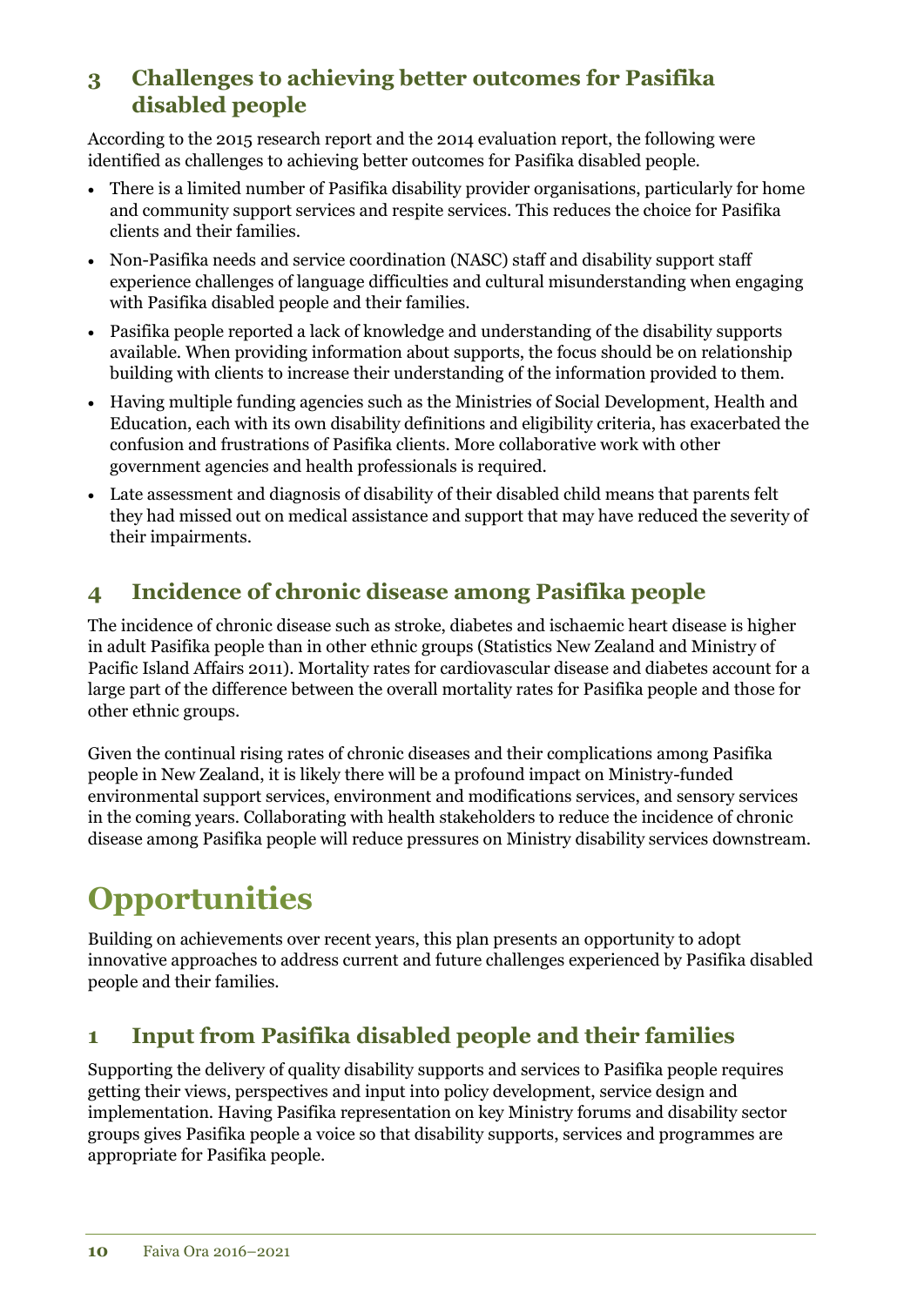## 3 Challenges to achieving better outcomes for Pasifika disabled people

According to the 2015 research report and the 2014 evaluation report, the following were identified as challenges to achieving better outcomes for Pasifika disabled people.

- There is a limited number of Pasifika disability provider organisations, particularly for home and community support services and respite services. This reduces the choice for Pasifika clients and their families.
- Non-Pasifika needs and service coordination (NASC) staff and disability support staff experience challenges of language difficulties and cultural misunderstanding when engaging with Pasifika disabled people and their families.
- Pasifika people reported a lack of knowledge and understanding of the disability supports available. When providing information about supports, the focus should be on relationship building with clients to increase their understanding of the information provided to them.
- Having multiple funding agencies such as the Ministries of Social Development, Health and Education, each with its own disability definitions and eligibility criteria, has exacerbated the confusion and frustrations of Pasifika clients. More collaborative work with other government agencies and health professionals is required.
- Late assessment and diagnosis of disability of their disabled child means that parents felt they had missed out on medical assistance and support that may have reduced the severity of their impairments.

## 4 Incidence of chronic disease among Pasifika people

The incidence of chronic disease such as stroke, diabetes and ischaemic heart disease is higher in adult Pasifika people than in other ethnic groups (Statistics New Zealand and Ministry of Pacific Island Affairs 2011). Mortality rates for cardiovascular disease and diabetes account for a large part of the difference between the overall mortality rates for Pasifika people and those for other ethnic groups.

Given the continual rising rates of chronic diseases and their complications among Pasifika people in New Zealand, it is likely there will be a profound impact on Ministry-funded environmental support services, environment and modifications services, and sensory services in the coming years. Collaborating with health stakeholders to reduce the incidence of chronic disease among Pasifika people will reduce pressures on Ministry disability services downstream.

# Opportunities

Building on achievements over recent years, this plan presents an opportunity to adopt innovative approaches to address current and future challenges experienced by Pasifika disabled people and their families.

## 1 Input from Pasifika disabled people and their families

Supporting the delivery of quality disability supports and services to Pasifika people requires getting their views, perspectives and input into policy development, service design and implementation. Having Pasifika representation on key Ministry forums and disability sector groups gives Pasifika people a voice so that disability supports, services and programmes are appropriate for Pasifika people.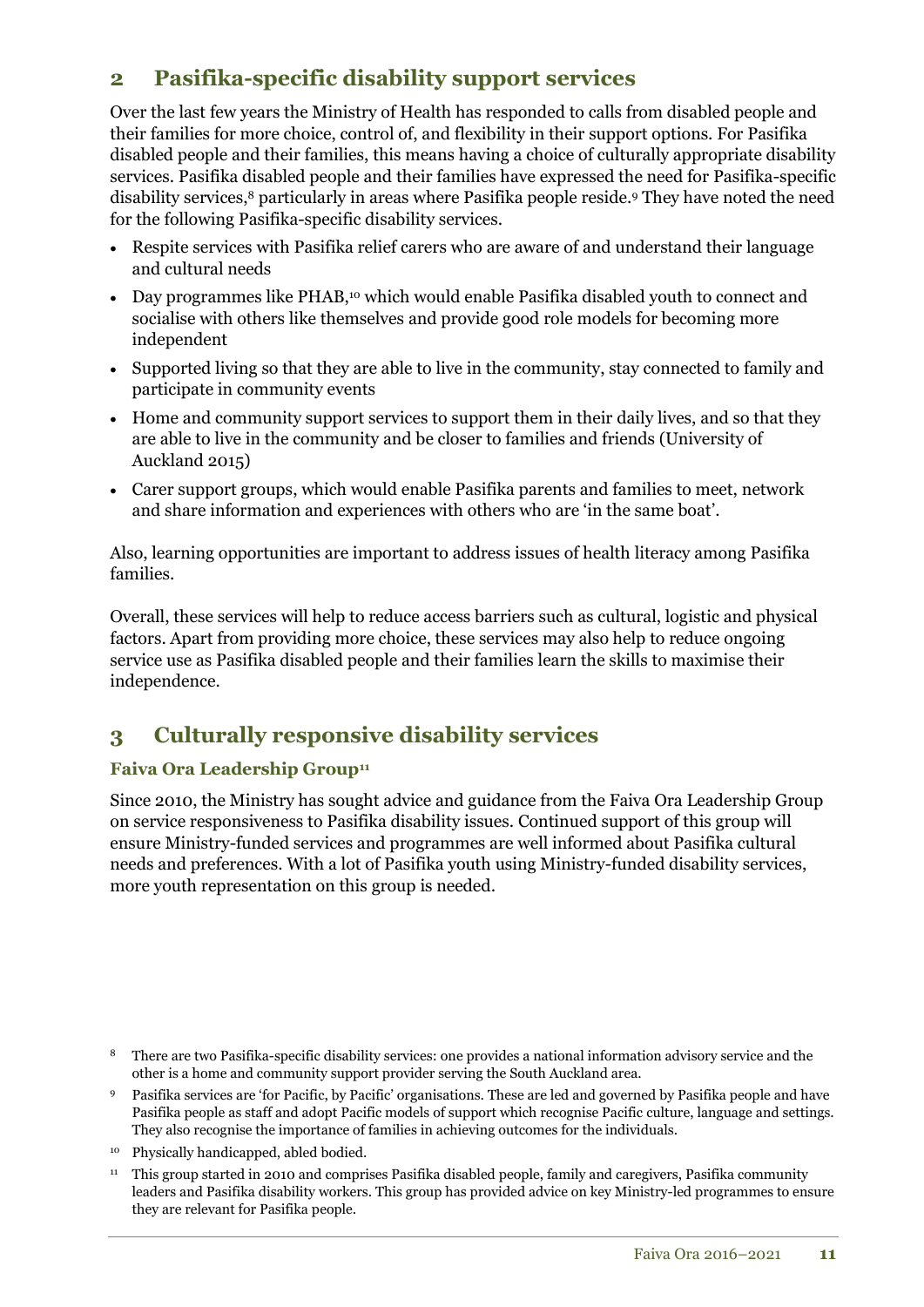## 2 Pasifika-specific disability support services

Over the last few years the Ministry of Health has responded to calls from disabled people and their families for more choice, control of, and flexibility in their support options. For Pasifika disabled people and their families, this means having a choice of culturally appropriate disability services. Pasifika disabled people and their families have expressed the need for Pasifika-specific disability services,[8] particularly in areas where Pasifika people reside.[9] They have noted the need for the following Pasifika-specific disability services.

- Respite services with Pasifika relief carers who are aware of and understand their language and cultural needs
- Day programmes like PHAB,[10] which would enable Pasifika disabled youth to connect and socialise with others like themselves and provide good role models for becoming more independent
- Supported living so that they are able to live in the community, stay connected to family and participate in community events
- Home and community support services to support them in their daily lives, and so that they are able to live in the community and be closer to families and friends (University of Auckland 2015)
- Carer support groups, which would enable Pasifika parents and families to meet, network and share information and experiences with others who are 'in the same boat'.

Also, learning opportunities are important to address issues of health literacy among Pasifika families.

Overall, these services will help to reduce access barriers such as cultural, logistic and physical factors. Apart from providing more choice, these services may also help to reduce ongoing service use as Pasifika disabled people and their families learn the skills to maximise their independence.

## 3 Culturally responsive disability services

### Faiva Ora Leadership Group[11]

Since 2010, the Ministry has sought advice and guidance from the Faiva Ora Leadership Group on service responsiveness to Pasifika disability issues. Continued support of this group will ensure Ministry-funded services and programmes are well informed about Pasifika cultural needs and preferences. With a lot of Pasifika youth using Ministry-funded disability services, more youth representation on this group is needed.

[8] There are two Pasifika-specific disability services: one provides a national information advisory service and the other is a home and community support provider serving the South Auckland area.

[9] Pasifika services are 'for Pacific, by Pacific' organisations. These are led and governed by Pasifika people and have Pasifika people as staff and adopt Pacific models of support which recognise Pacific culture, language and settings. They also recognise the importance of families in achieving outcomes for the individuals.

[10] Physically handicapped, abled bodied.

[11] This group started in 2010 and comprises Pasifika disabled people, family and caregivers, Pasifika community leaders and Pasifika disability workers. This group has provided advice on key Ministry-led programmes to ensure they are relevant for Pasifika people.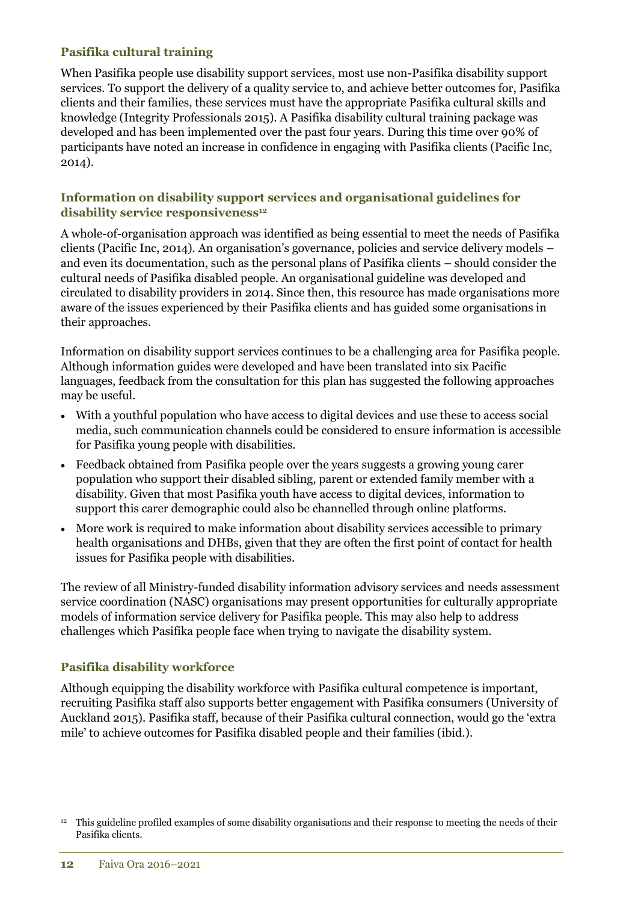### Pasifika cultural training

When Pasifika people use disability support services, most use non-Pasifika disability support services. To support the delivery of a quality service to, and achieve better outcomes for, Pasifika clients and their families, these services must have the appropriate Pasifika cultural skills and knowledge (Integrity Professionals 2015). A Pasifika disability cultural training package was developed and has been implemented over the past four years. During this time over 90% of participants have noted an increase in confidence in engaging with Pasifika clients (Pacific Inc, 2014).

### Information on disability support services and organisational guidelines for disability service responsiveness[12]

A whole-of-organisation approach was identified as being essential to meet the needs of Pasifika clients (Pacific Inc, 2014). An organisation's governance, policies and service delivery models – and even its documentation, such as the personal plans of Pasifika clients – should consider the cultural needs of Pasifika disabled people. An organisational guideline was developed and circulated to disability providers in 2014. Since then, this resource has made organisations more aware of the issues experienced by their Pasifika clients and has guided some organisations in their approaches.

Information on disability support services continues to be a challenging area for Pasifika people. Although information guides were developed and have been translated into six Pacific languages, feedback from the consultation for this plan has suggested the following approaches may be useful.

- With a youthful population who have access to digital devices and use these to access social media, such communication channels could be considered to ensure information is accessible for Pasifika young people with disabilities.
- Feedback obtained from Pasifika people over the years suggests a growing young carer population who support their disabled sibling, parent or extended family member with a disability. Given that most Pasifika youth have access to digital devices, information to support this carer demographic could also be channelled through online platforms.
- More work is required to make information about disability services accessible to primary health organisations and DHBs, given that they are often the first point of contact for health issues for Pasifika people with disabilities.

The review of all Ministry-funded disability information advisory services and needs assessment service coordination (NASC) organisations may present opportunities for culturally appropriate models of information service delivery for Pasifika people. This may also help to address challenges which Pasifika people face when trying to navigate the disability system.

### Pasifika disability workforce

Although equipping the disability workforce with Pasifika cultural competence is important, recruiting Pasifika staff also supports better engagement with Pasifika consumers (University of Auckland 2015). Pasifika staff, because of their Pasifika cultural connection, would go the 'extra mile' to achieve outcomes for Pasifika disabled people and their families (ibid.).

[12] This guideline profiled examples of some disability organisations and their response to meeting the needs of their Pasifika clients.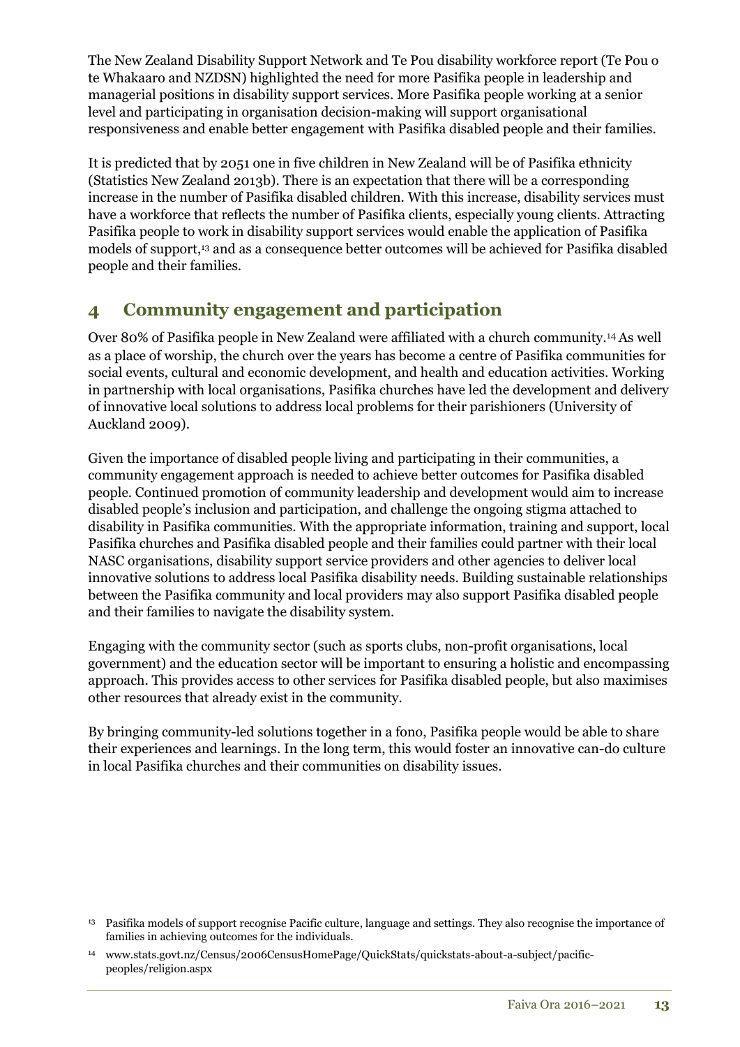The New Zealand Disability Support Network and Te Pou disability workforce report (Te Pou o te Whakaaro and NZDSN) highlighted the need for more Pasifika people in leadership and managerial positions in disability support services. More Pasifika people working at a senior level and participating in organisation decision-making will support organisational responsiveness and enable better engagement with Pasifika disabled people and their families.

It is predicted that by 2051 one in five children in New Zealand will be of Pasifika ethnicity (Statistics New Zealand 2013b). There is an expectation that there will be a corresponding increase in the number of Pasifika disabled children. With this increase, disability services must have a workforce that reflects the number of Pasifika clients, especially young clients. Attracting Pasifika people to work in disability support services would enable the application of Pasifika models of support,[13] and as a consequence better outcomes will be achieved for Pasifika disabled people and their families.

## 4 Community engagement and participation

Over 80% of Pasifika people in New Zealand were affiliated with a church community.[14] As well as a place of worship, the church over the years has become a centre of Pasifika communities for social events, cultural and economic development, and health and education activities. Working in partnership with local organisations, Pasifika churches have led the development and delivery of innovative local solutions to address local problems for their parishioners (University of Auckland 2009).

Given the importance of disabled people living and participating in their communities, a community engagement approach is needed to achieve better outcomes for Pasifika disabled people. Continued promotion of community leadership and development would aim to increase disabled people's inclusion and participation, and challenge the ongoing stigma attached to disability in Pasifika communities. With the appropriate information, training and support, local Pasifika churches and Pasifika disabled people and their families could partner with their local NASC organisations, disability support service providers and other agencies to deliver local innovative solutions to address local Pasifika disability needs. Building sustainable relationships between the Pasifika community and local providers may also support Pasifika disabled people and their families to navigate the disability system.

Engaging with the community sector (such as sports clubs, non-profit organisations, local government) and the education sector will be important to ensuring a holistic and encompassing approach. This provides access to other services for Pasifika disabled people, but also maximises other resources that already exist in the community.

By bringing community-led solutions together in a fono, Pasifika people would be able to share their experiences and learnings. In the long term, this would foster an innovative can-do culture in local Pasifika churches and their communities on disability issues.

[13] Pasifika models of support recognise Pacific culture, language and settings. They also recognise the importance of families in achieving outcomes for the individuals.

[14] www.stats.govt.nz/Census/2006CensusHomePage/QuickStats/quickstats-about-a-subject/pacific-peoples/religion.aspx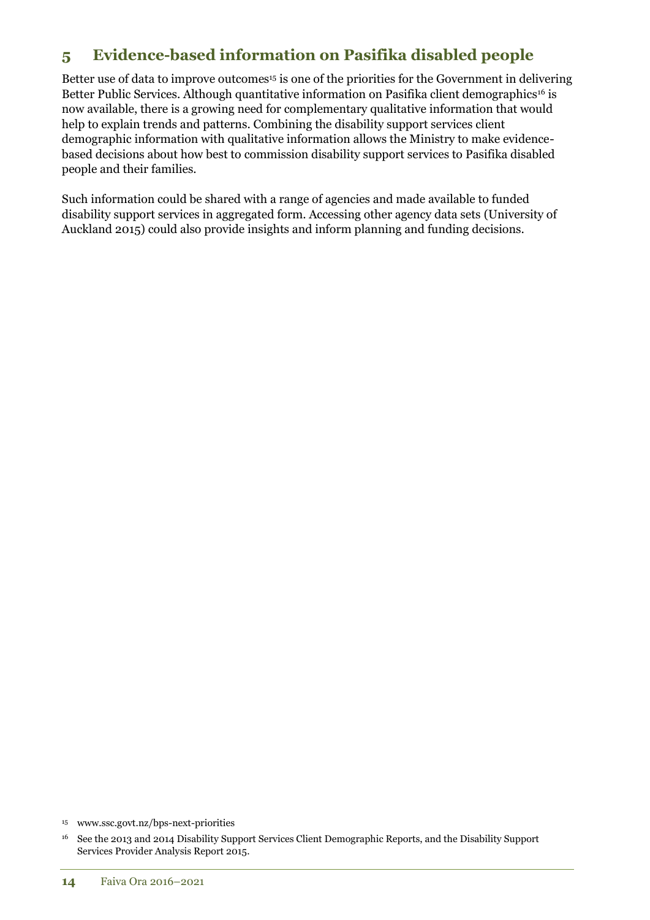## 5 Evidence-based information on Pasifika disabled people

Better use of data to improve outcomes[15] is one of the priorities for the Government in delivering Better Public Services. Although quantitative information on Pasifika client demographics[16] is now available, there is a growing need for complementary qualitative information that would help to explain trends and patterns. Combining the disability support services client demographic information with qualitative information allows the Ministry to make evidence-based decisions about how best to commission disability support services to Pasifika disabled people and their families.

Such information could be shared with a range of agencies and made available to funded disability support services in aggregated form. Accessing other agency data sets (University of Auckland 2015) could also provide insights and inform planning and funding decisions.

[15] www.ssc.govt.nz/bps-next-priorities

[16] See the 2013 and 2014 Disability Support Services Client Demographic Reports, and the Disability Support Services Provider Analysis Report 2015.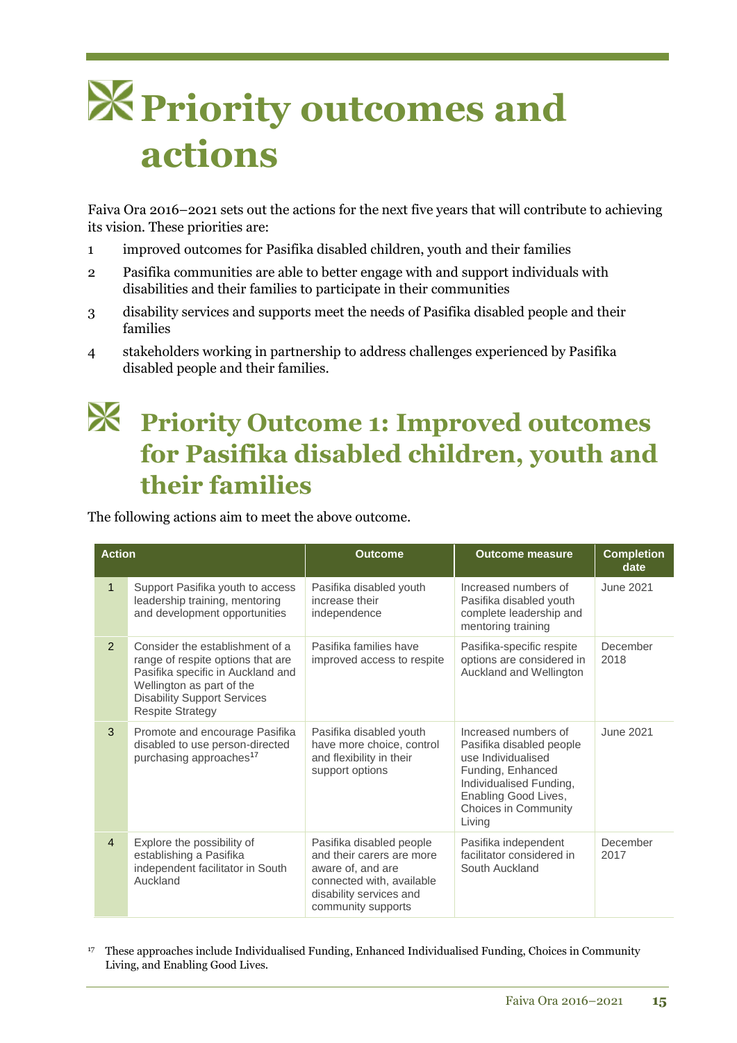# Priority outcomes and actions

Faiva Ora 2016–2021 sets out the actions for the next five years that will contribute to achieving its vision. These priorities are:

1. improved outcomes for Pasifika disabled children, youth and their families
2. Pasifika communities are able to better engage with and support individuals with disabilities and their families to participate in their communities
3. disability services and supports meet the needs of Pasifika disabled people and their families
4. stakeholders working in partnership to address challenges experienced by Pasifika disabled people and their families.

## Priority Outcome 1: Improved outcomes for Pasifika disabled children, youth and their families

The following actions aim to meet the above outcome.

| Action | | Outcome | Outcome measure | Completion date |
|---|---|---|---|---|
| 1 | Support Pasifika youth to access leadership training, mentoring and development opportunities | Pasifika disabled youth increase their independence | Increased numbers of Pasifika disabled youth complete leadership and mentoring training | June 2021 |
| 2 | Consider the establishment of a range of respite options that are Pasifika specific in Auckland and Wellington as part of the Disability Support Services Respite Strategy | Pasifika families have improved access to respite | Pasifika-specific respite options are considered in Auckland and Wellington | December 2018 |
| 3 | Promote and encourage Pasifika disabled to use person-directed purchasing approaches[17] | Pasifika disabled youth have more choice, control and flexibility in their support options | Increased numbers of Pasifika disabled people use Individualised Funding, Enhanced Individualised Funding, Enabling Good Lives, Choices in Community Living | June 2021 |
| 4 | Explore the possibility of establishing a Pasifika independent facilitator in South Auckland | Pasifika disabled people and their carers are more aware of, and are connected with, available disability services and community supports | Pasifika independent facilitator considered in South Auckland | December 2017 |

[17] These approaches include Individualised Funding, Enhanced Individualised Funding, Choices in Community Living, and Enabling Good Lives.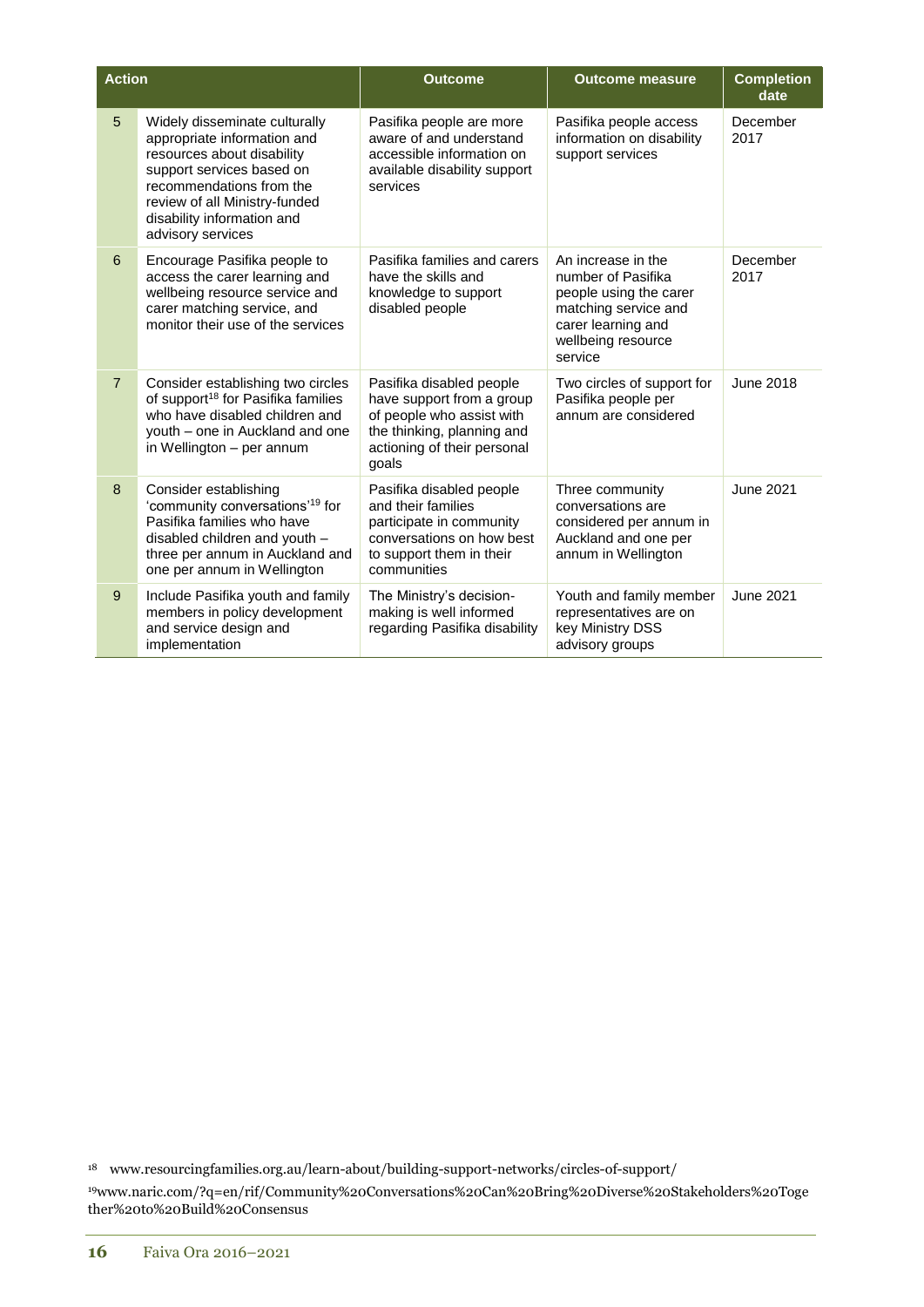| Action | | Outcome | Outcome measure | Completion date |
|---|---|---|---|---|
| 5 | Widely disseminate culturally appropriate information and resources about disability support services based on recommendations from the review of all Ministry-funded disability information and advisory services | Pasifika people are more aware of and understand accessible information on available disability support services | Pasifika people access information on disability support services | December 2017 |
| 6 | Encourage Pasifika people to access the carer learning and wellbeing resource service and carer matching service, and monitor their use of the services | Pasifika families and carers have the skills and knowledge to support disabled people | An increase in the number of Pasifika people using the carer matching service and carer learning and wellbeing resource service | December 2017 |
| 7 | Consider establishing two circles of support[18] for Pasifika families who have disabled children and youth – one in Auckland and one in Wellington – per annum | Pasifika disabled people have support from a group of people who assist with the thinking, planning and actioning of their personal goals | Two circles of support for Pasifika people per annum are considered | June 2018 |
| 8 | Consider establishing 'community conversations'[19] for Pasifika families who have disabled children and youth – three per annum in Auckland and one per annum in Wellington | Pasifika disabled people and their families participate in community conversations on how best to support them in their communities | Three community conversations are considered per annum in Auckland and one per annum in Wellington | June 2021 |
| 9 | Include Pasifika youth and family members in policy development and service design and implementation | The Ministry's decision-making is well informed regarding Pasifika disability | Youth and family member representatives are on key Ministry DSS advisory groups | June 2021 |

[18] www.resourcingfamilies.org.au/learn-about/building-support-networks/circles-of-support/

[19] www.naric.com/?q=en/rif/Community%20Conversations%20Can%20Bring%20Diverse%20Stakeholders%20Together%20to%20Build%20Consensus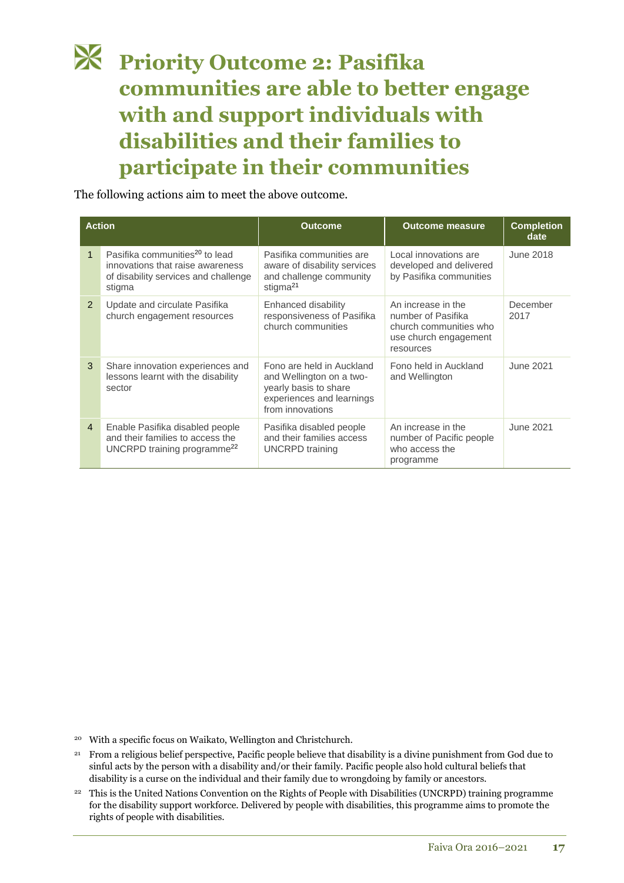# Priority Outcome 2: Pasifika communities are able to better engage with and support individuals with disabilities and their families to participate in their communities

The following actions aim to meet the above outcome.

| Action | | Outcome | Outcome measure | Completion date |
|---|---|---|---|---|
| 1 | Pasifika communities[20] to lead innovations that raise awareness of disability services and challenge stigma | Pasifika communities are aware of disability services and challenge community stigma[21] | Local innovations are developed and delivered by Pasifika communities | June 2018 |
| 2 | Update and circulate Pasifika church engagement resources | Enhanced disability responsiveness of Pasifika church communities | An increase in the number of Pasifika church communities who use church engagement resources | December 2017 |
| 3 | Share innovation experiences and lessons learnt with the disability sector | Fono are held in Auckland and Wellington on a two-yearly basis to share experiences and learnings from innovations | Fono held in Auckland and Wellington | June 2021 |
| 4 | Enable Pasifika disabled people and their families to access the UNCRPD training programme[22] | Pasifika disabled people and their families access UNCRPD training | An increase in the number of Pacific people who access the programme | June 2021 |

[20] With a specific focus on Waikato, Wellington and Christchurch.

[21] From a religious belief perspective, Pacific people believe that disability is a divine punishment from God due to sinful acts by the person with a disability and/or their family. Pacific people also hold cultural beliefs that disability is a curse on the individual and their family due to wrongdoing by family or ancestors.

[22] This is the United Nations Convention on the Rights of People with Disabilities (UNCRPD) training programme for the disability support workforce. Delivered by people with disabilities, this programme aims to promote the rights of people with disabilities.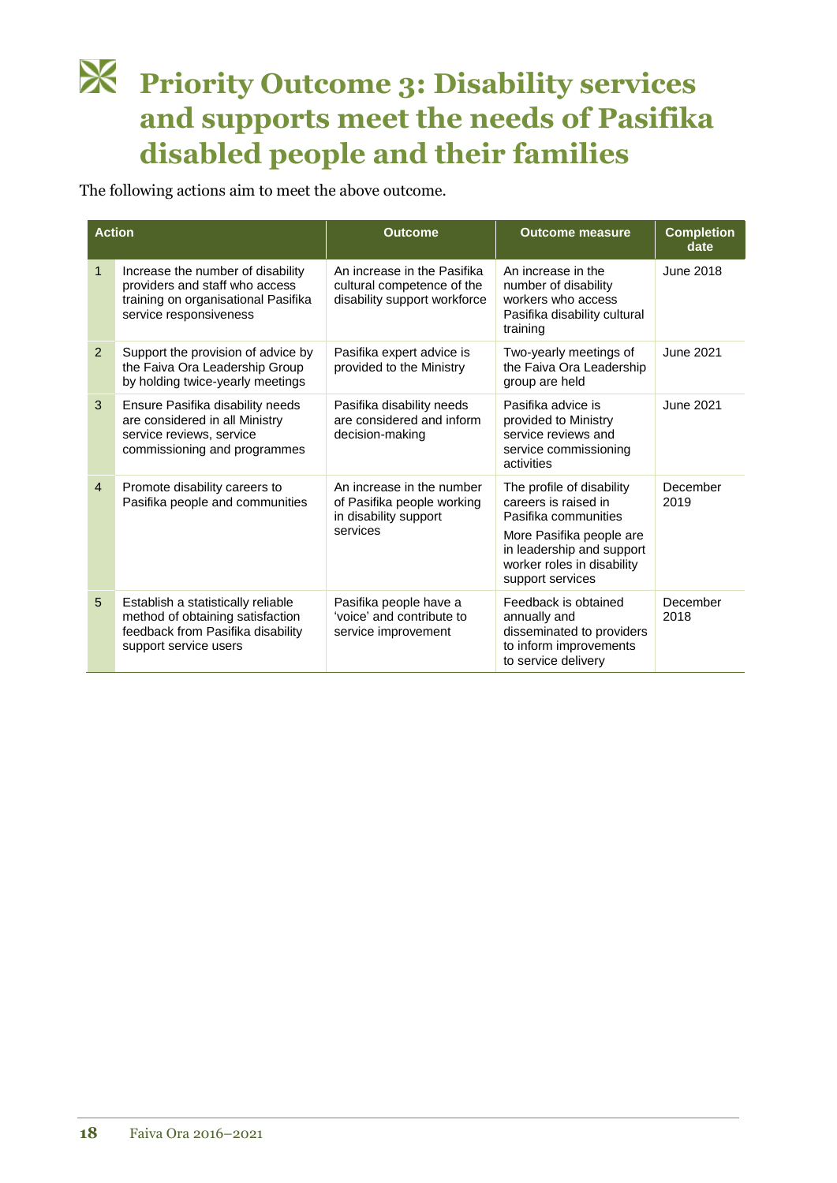# Priority Outcome 3: Disability services and supports meet the needs of Pasifika disabled people and their families

The following actions aim to meet the above outcome.

| | Action | Outcome | Outcome measure | Completion date |
|---|---|---|---|---|
| 1 | Increase the number of disability providers and staff who access training on organisational Pasifika service responsiveness | An increase in the Pasifika cultural competence of the disability support workforce | An increase in the number of disability workers who access Pasifika disability cultural training | June 2018 |
| 2 | Support the provision of advice by the Faiva Ora Leadership Group by holding twice-yearly meetings | Pasifika expert advice is provided to the Ministry | Two-yearly meetings of the Faiva Ora Leadership group are held | June 2021 |
| 3 | Ensure Pasifika disability needs are considered in all Ministry service reviews, service commissioning and programmes | Pasifika disability needs are considered and inform decision-making | Pasifika advice is provided to Ministry service reviews and service commissioning activities | June 2021 |
| 4 | Promote disability careers to Pasifika people and communities | An increase in the number of Pasifika people working in disability support services | The profile of disability careers is raised in Pasifika communities<br><br>More Pasifika people are in leadership and support worker roles in disability support services | December 2019 |
| 5 | Establish a statistically reliable method of obtaining satisfaction feedback from Pasifika disability support service users | Pasifika people have a 'voice' and contribute to service improvement | Feedback is obtained annually and disseminated to providers to inform improvements to service delivery | December 2018 |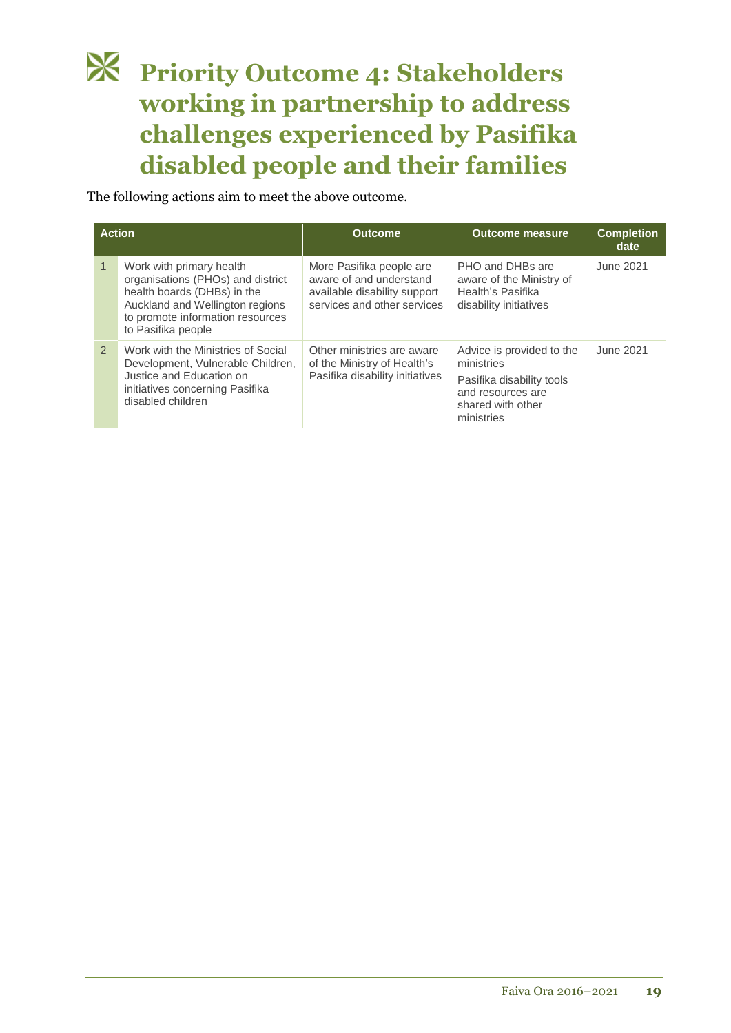# Priority Outcome 4: Stakeholders working in partnership to address challenges experienced by Pasifika disabled people and their families

The following actions aim to meet the above outcome.

| | Action | Outcome | Outcome measure | Completion date |
|---|---|---|---|---|
| 1 | Work with primary health organisations (PHOs) and district health boards (DHBs) in the Auckland and Wellington regions to promote information resources to Pasifika people | More Pasifika people are aware of and understand available disability support services and other services | PHO and DHBs are aware of the Ministry of Health's Pasifika disability initiatives | June 2021 |
| 2 | Work with the Ministries of Social Development, Vulnerable Children, Justice and Education on initiatives concerning Pasifika disabled children | Other ministries are aware of the Ministry of Health's Pasifika disability initiatives | Advice is provided to the ministries<br><br>Pasifika disability tools and resources are shared with other ministries | June 2021 |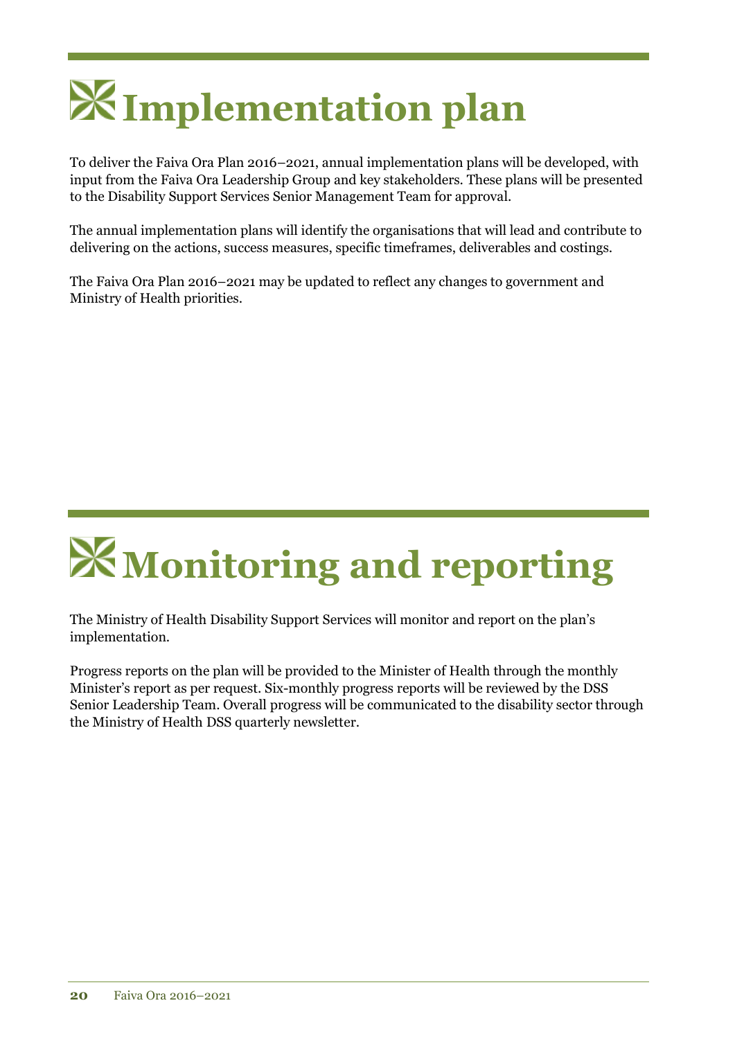# Implementation plan

To deliver the Faiva Ora Plan 2016–2021, annual implementation plans will be developed, with input from the Faiva Ora Leadership Group and key stakeholders. These plans will be presented to the Disability Support Services Senior Management Team for approval.

The annual implementation plans will identify the organisations that will lead and contribute to delivering on the actions, success measures, specific timeframes, deliverables and costings.

The Faiva Ora Plan 2016–2021 may be updated to reflect any changes to government and Ministry of Health priorities.

# Monitoring and reporting

The Ministry of Health Disability Support Services will monitor and report on the plan's implementation.

Progress reports on the plan will be provided to the Minister of Health through the monthly Minister's report as per request. Six-monthly progress reports will be reviewed by the DSS Senior Leadership Team. Overall progress will be communicated to the disability sector through the Ministry of Health DSS quarterly newsletter.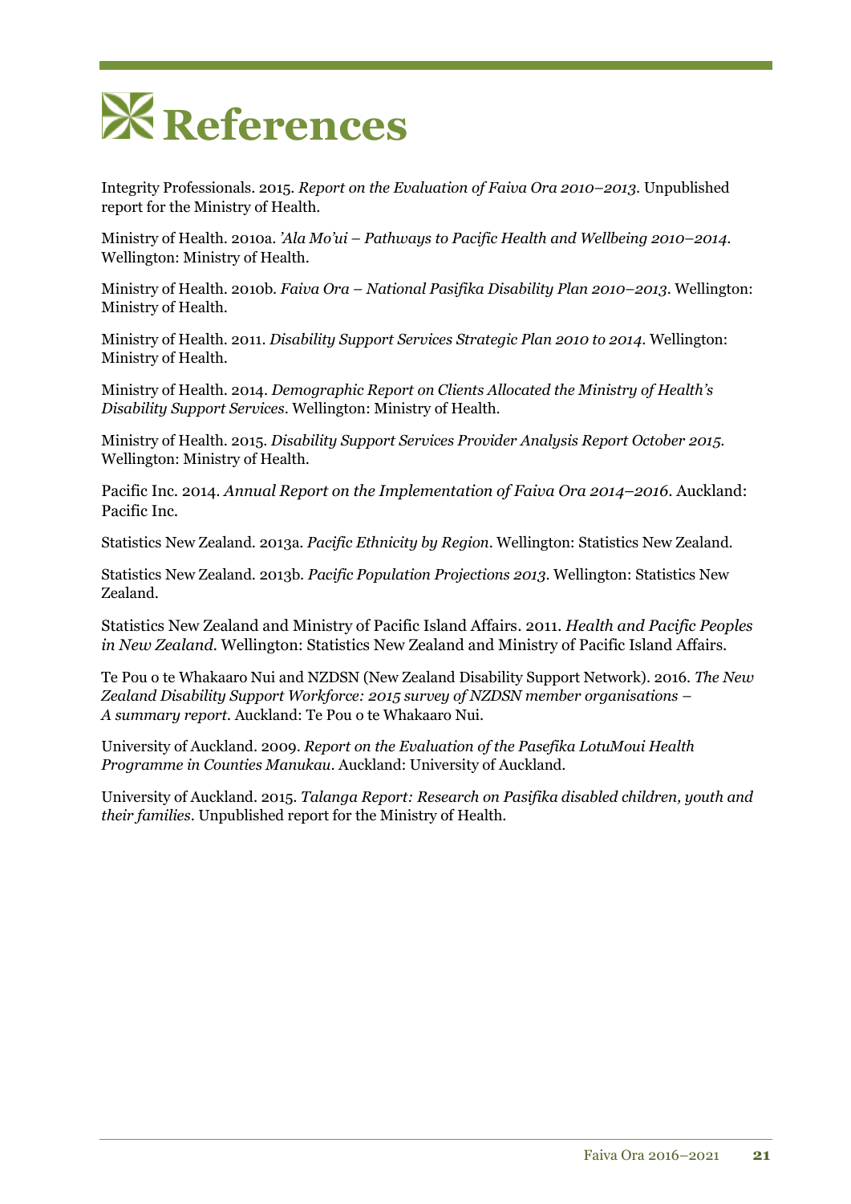# References

Integrity Professionals. 2015. *Report on the Evaluation of Faiva Ora 2010–2013*. Unpublished report for the Ministry of Health.

Ministry of Health. 2010a. *'Ala Mo'ui – Pathways to Pacific Health and Wellbeing 2010–2014*. Wellington: Ministry of Health.

Ministry of Health. 2010b. *Faiva Ora – National Pasifika Disability Plan 2010–2013*. Wellington: Ministry of Health.

Ministry of Health. 2011. *Disability Support Services Strategic Plan 2010 to 2014*. Wellington: Ministry of Health.

Ministry of Health. 2014. *Demographic Report on Clients Allocated the Ministry of Health's Disability Support Services*. Wellington: Ministry of Health.

Ministry of Health. 2015. *Disability Support Services Provider Analysis Report October 2015*. Wellington: Ministry of Health.

Pacific Inc. 2014. *Annual Report on the Implementation of Faiva Ora 2014–2016*. Auckland: Pacific Inc.

Statistics New Zealand. 2013a. *Pacific Ethnicity by Region*. Wellington: Statistics New Zealand.

Statistics New Zealand. 2013b. *Pacific Population Projections 2013*. Wellington: Statistics New Zealand.

Statistics New Zealand and Ministry of Pacific Island Affairs. 2011. *Health and Pacific Peoples in New Zealand*. Wellington: Statistics New Zealand and Ministry of Pacific Island Affairs.

Te Pou o te Whakaaro Nui and NZDSN (New Zealand Disability Support Network). 2016. *The New Zealand Disability Support Workforce: 2015 survey of NZDSN member organisations – A summary report*. Auckland: Te Pou o te Whakaaro Nui.

University of Auckland. 2009. *Report on the Evaluation of the Pasefika LotuMoui Health Programme in Counties Manukau*. Auckland: University of Auckland.

University of Auckland. 2015. *Talanga Report: Research on Pasifika disabled children, youth and their families*. Unpublished report for the Ministry of Health.